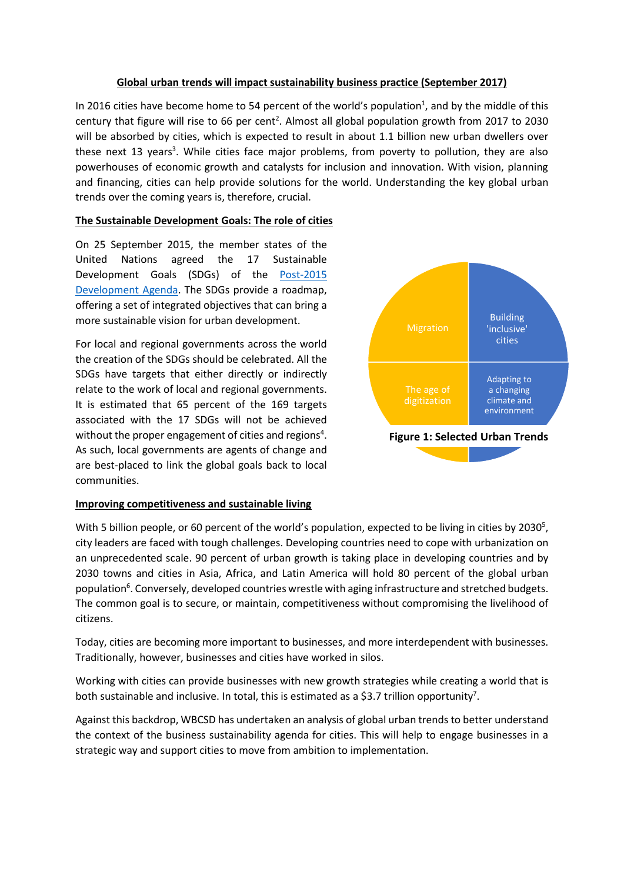**Global urban trends will impact sustainability business practice (September 2017)**

In 2016 cities have become home to 54 percent of the world's population[1], and by the middle of this century that figure will rise to 66 per cent[2]. Almost all global population growth from 2017 to 2030 will be absorbed by cities, which is expected to result in about 1.1 billion new urban dwellers over these next 13 years[3]. While cities face major problems, from poverty to pollution, they are also powerhouses of economic growth and catalysts for inclusion and innovation. With vision, planning and financing, cities can help provide solutions for the world. Understanding the key global urban trends over the coming years is, therefore, crucial.

## The Sustainable Development Goals: The role of cities

On 25 September 2015, the member states of the United Nations agreed the 17 Sustainable Development Goals (SDGs) of the Post-2015 Development Agenda. The SDGs provide a roadmap, offering a set of integrated objectives that can bring a more sustainable vision for urban development.

For local and regional governments across the world the creation of the SDGs should be celebrated. All the SDGs have targets that either directly or indirectly relate to the work of local and regional governments. It is estimated that 65 percent of the 169 targets associated with the 17 SDGs will not be achieved without the proper engagement of cities and regions[4]. As such, local governments are agents of change and are best-placed to link the global goals back to local communities.

Migration | Building 'inclusive' cities | The age of digitization | Adapting to a changing climate and environment

**Figure 1: Selected Urban Trends**

## Improving competitiveness and sustainable living

With 5 billion people, or 60 percent of the world's population, expected to be living in cities by 2030[5], city leaders are faced with tough challenges. Developing countries need to cope with urbanization on an unprecedented scale. 90 percent of urban growth is taking place in developing countries and by 2030 towns and cities in Asia, Africa, and Latin America will hold 80 percent of the global urban population[6]. Conversely, developed countries wrestle with aging infrastructure and stretched budgets. The common goal is to secure, or maintain, competitiveness without compromising the livelihood of citizens.

Today, cities are becoming more important to businesses, and more interdependent with businesses. Traditionally, however, businesses and cities have worked in silos.

Working with cities can provide businesses with new growth strategies while creating a world that is both sustainable and inclusive. In total, this is estimated as a $3.7 trillion opportunity[7].

Against this backdrop, WBCSD has undertaken an analysis of global urban trends to better understand the context of the business sustainability agenda for cities. This will help to engage businesses in a strategic way and support cities to move from ambition to implementation.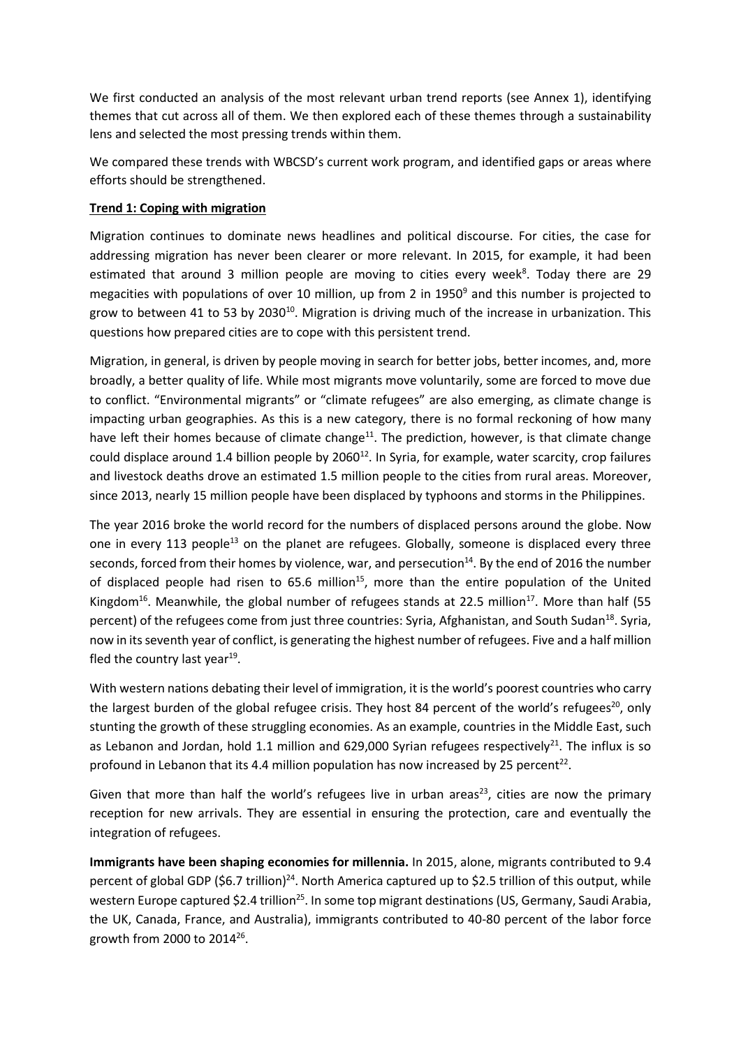We first conducted an analysis of the most relevant urban trend reports (see Annex 1), identifying themes that cut across all of them. We then explored each of these themes through a sustainability lens and selected the most pressing trends within them.

We compared these trends with WBCSD's current work program, and identified gaps or areas where efforts should be strengthened.

**Trend 1: Coping with migration**

Migration continues to dominate news headlines and political discourse. For cities, the case for addressing migration has never been clearer or more relevant. In 2015, for example, it had been estimated that around 3 million people are moving to cities every week[8]. Today there are 29 megacities with populations of over 10 million, up from 2 in 1950[9] and this number is projected to grow to between 41 to 53 by 2030[10]. Migration is driving much of the increase in urbanization. This questions how prepared cities are to cope with this persistent trend.

Migration, in general, is driven by people moving in search for better jobs, better incomes, and, more broadly, a better quality of life. While most migrants move voluntarily, some are forced to move due to conflict. "Environmental migrants" or "climate refugees" are also emerging, as climate change is impacting urban geographies. As this is a new category, there is no formal reckoning of how many have left their homes because of climate change[11]. The prediction, however, is that climate change could displace around 1.4 billion people by 2060[12]. In Syria, for example, water scarcity, crop failures and livestock deaths drove an estimated 1.5 million people to the cities from rural areas. Moreover, since 2013, nearly 15 million people have been displaced by typhoons and storms in the Philippines.

The year 2016 broke the world record for the numbers of displaced persons around the globe. Now one in every 113 people[13] on the planet are refugees. Globally, someone is displaced every three seconds, forced from their homes by violence, war, and persecution[14]. By the end of 2016 the number of displaced people had risen to 65.6 million[15], more than the entire population of the United Kingdom[16]. Meanwhile, the global number of refugees stands at 22.5 million[17]. More than half (55 percent) of the refugees come from just three countries: Syria, Afghanistan, and South Sudan[18]. Syria, now in its seventh year of conflict, is generating the highest number of refugees. Five and a half million fled the country last year[19].

With western nations debating their level of immigration, it is the world's poorest countries who carry the largest burden of the global refugee crisis. They host 84 percent of the world's refugees[20], only stunting the growth of these struggling economies. As an example, countries in the Middle East, such as Lebanon and Jordan, hold 1.1 million and 629,000 Syrian refugees respectively[21]. The influx is so profound in Lebanon that its 4.4 million population has now increased by 25 percent[22].

Given that more than half the world's refugees live in urban areas[23], cities are now the primary reception for new arrivals. They are essential in ensuring the protection, care and eventually the integration of refugees.

**Immigrants have been shaping economies for millennia.** In 2015, alone, migrants contributed to 9.4 percent of global GDP ($6.7 trillion)[24]. North America captured up to $2.5 trillion of this output, while western Europe captured $2.4 trillion[25]. In some top migrant destinations (US, Germany, Saudi Arabia, the UK, Canada, France, and Australia), immigrants contributed to 40-80 percent of the labor force growth from 2000 to 2014[26].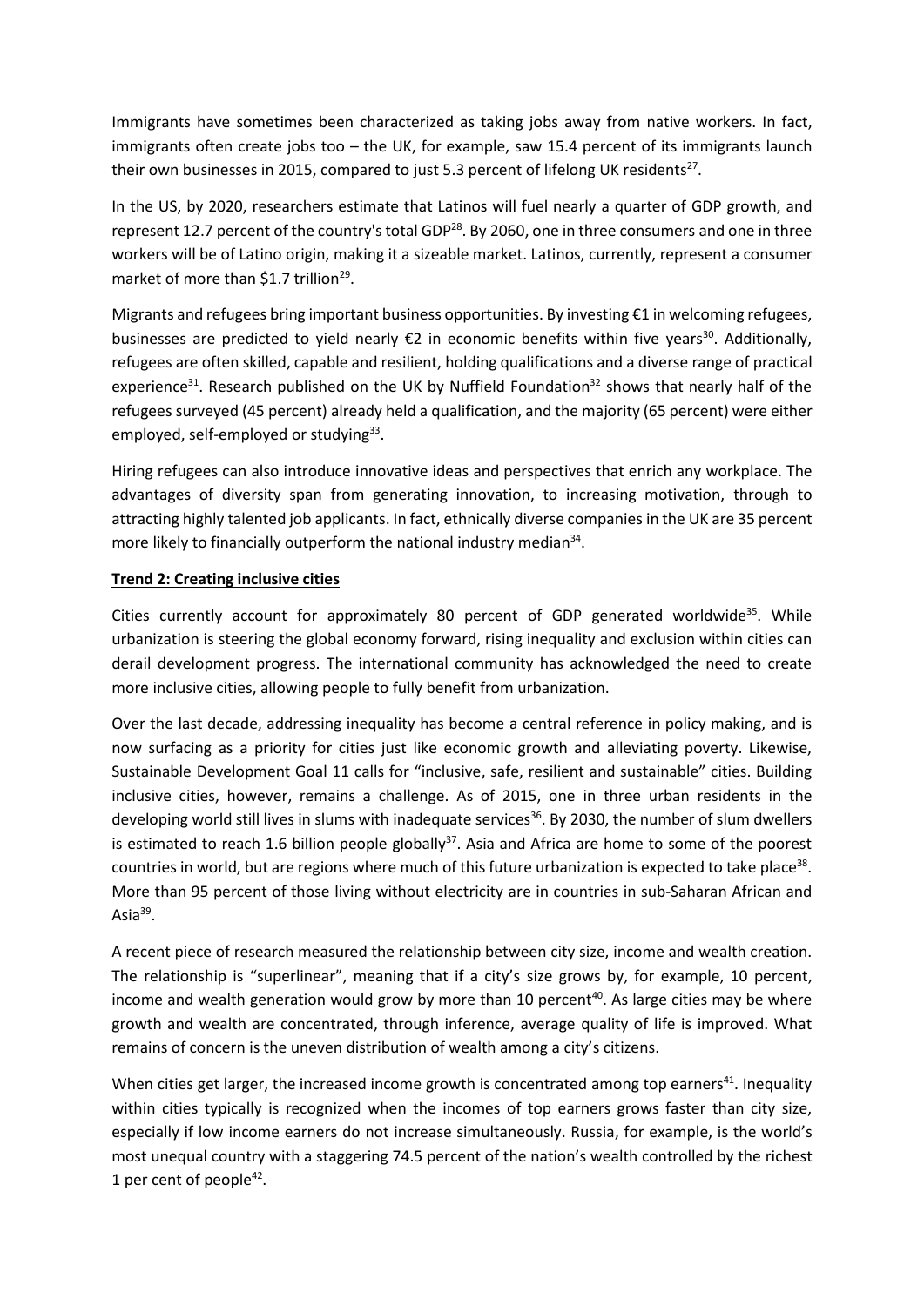Immigrants have sometimes been characterized as taking jobs away from native workers. In fact, immigrants often create jobs too – the UK, for example, saw 15.4 percent of its immigrants launch their own businesses in 2015, compared to just 5.3 percent of lifelong UK residents[27].

In the US, by 2020, researchers estimate that Latinos will fuel nearly a quarter of GDP growth, and represent 12.7 percent of the country's total GDP[28]. By 2060, one in three consumers and one in three workers will be of Latino origin, making it a sizeable market. Latinos, currently, represent a consumer market of more than $1.7 trillion[29].

Migrants and refugees bring important business opportunities. By investing €1 in welcoming refugees, businesses are predicted to yield nearly €2 in economic benefits within five years[30]. Additionally, refugees are often skilled, capable and resilient, holding qualifications and a diverse range of practical experience[31]. Research published on the UK by Nuffield Foundation[32] shows that nearly half of the refugees surveyed (45 percent) already held a qualification, and the majority (65 percent) were either employed, self-employed or studying[33].

Hiring refugees can also introduce innovative ideas and perspectives that enrich any workplace. The advantages of diversity span from generating innovation, to increasing motivation, through to attracting highly talented job applicants. In fact, ethnically diverse companies in the UK are 35 percent more likely to financially outperform the national industry median[34].

**Trend 2: Creating inclusive cities**

Cities currently account for approximately 80 percent of GDP generated worldwide[35]. While urbanization is steering the global economy forward, rising inequality and exclusion within cities can derail development progress. The international community has acknowledged the need to create more inclusive cities, allowing people to fully benefit from urbanization.

Over the last decade, addressing inequality has become a central reference in policy making, and is now surfacing as a priority for cities just like economic growth and alleviating poverty. Likewise, Sustainable Development Goal 11 calls for "inclusive, safe, resilient and sustainable" cities. Building inclusive cities, however, remains a challenge. As of 2015, one in three urban residents in the developing world still lives in slums with inadequate services[36]. By 2030, the number of slum dwellers is estimated to reach 1.6 billion people globally[37]. Asia and Africa are home to some of the poorest countries in world, but are regions where much of this future urbanization is expected to take place[38]. More than 95 percent of those living without electricity are in countries in sub-Saharan African and Asia[39].

A recent piece of research measured the relationship between city size, income and wealth creation. The relationship is "superlinear", meaning that if a city's size grows by, for example, 10 percent, income and wealth generation would grow by more than 10 percent[40]. As large cities may be where growth and wealth are concentrated, through inference, average quality of life is improved. What remains of concern is the uneven distribution of wealth among a city's citizens.

When cities get larger, the increased income growth is concentrated among top earners[41]. Inequality within cities typically is recognized when the incomes of top earners grows faster than city size, especially if low income earners do not increase simultaneously. Russia, for example, is the world's most unequal country with a staggering 74.5 percent of the nation's wealth controlled by the richest 1 per cent of people[42].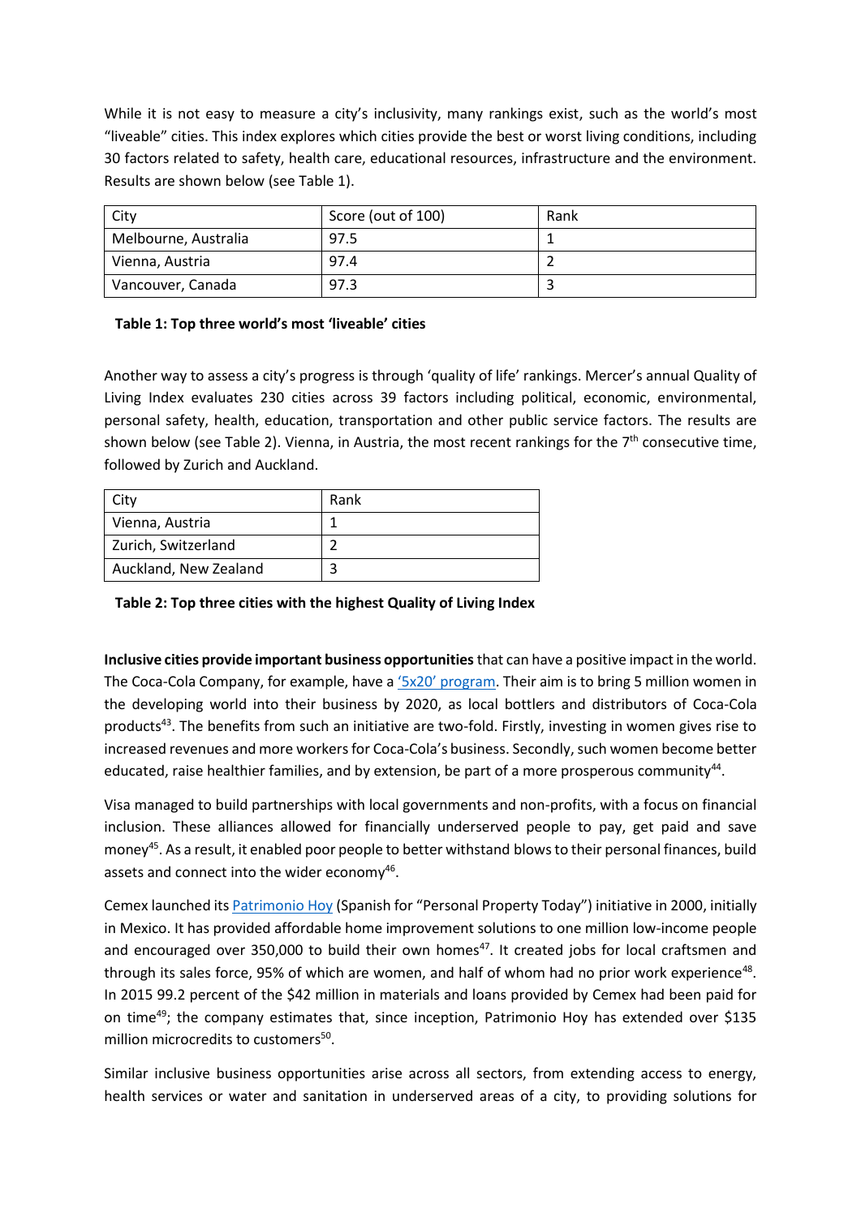While it is not easy to measure a city's inclusivity, many rankings exist, such as the world's most "liveable" cities. This index explores which cities provide the best or worst living conditions, including 30 factors related to safety, health care, educational resources, infrastructure and the environment. Results are shown below (see Table 1).

| City | Score (out of 100) | Rank |
| --- | --- | --- |
| Melbourne, Australia | 97.5 | 1 |
| Vienna, Austria | 97.4 | 2 |
| Vancouver, Canada | 97.3 | 3 |

**Table 1: Top three world's most 'liveable' cities**

Another way to assess a city's progress is through 'quality of life' rankings. Mercer's annual Quality of Living Index evaluates 230 cities across 39 factors including political, economic, environmental, personal safety, health, education, transportation and other public service factors. The results are shown below (see Table 2). Vienna, in Austria, the most recent rankings for the 7th consecutive time, followed by Zurich and Auckland.

| City | Rank |
| --- | --- |
| Vienna, Austria | 1 |
| Zurich, Switzerland | 2 |
| Auckland, New Zealand | 3 |

**Table 2: Top three cities with the highest Quality of Living Index**

**Inclusive cities provide important business opportunities** that can have a positive impact in the world. The Coca-Cola Company, for example, have a '5x20' program. Their aim is to bring 5 million women in the developing world into their business by 2020, as local bottlers and distributors of Coca-Cola products[43]. The benefits from such an initiative are two-fold. Firstly, investing in women gives rise to increased revenues and more workers for Coca-Cola's business. Secondly, such women become better educated, raise healthier families, and by extension, be part of a more prosperous community[44].

Visa managed to build partnerships with local governments and non-profits, with a focus on financial inclusion. These alliances allowed for financially underserved people to pay, get paid and save money[45]. As a result, it enabled poor people to better withstand blows to their personal finances, build assets and connect into the wider economy[46].

Cemex launched its Patrimonio Hoy (Spanish for "Personal Property Today") initiative in 2000, initially in Mexico. It has provided affordable home improvement solutions to one million low-income people and encouraged over 350,000 to build their own homes[47]. It created jobs for local craftsmen and through its sales force, 95% of which are women, and half of whom had no prior work experience[48]. In 2015 99.2 percent of the $42 million in materials and loans provided by Cemex had been paid for on time[49]; the company estimates that, since inception, Patrimonio Hoy has extended over $135 million microcredits to customers[50].

Similar inclusive business opportunities arise across all sectors, from extending access to energy, health services or water and sanitation in underserved areas of a city, to providing solutions for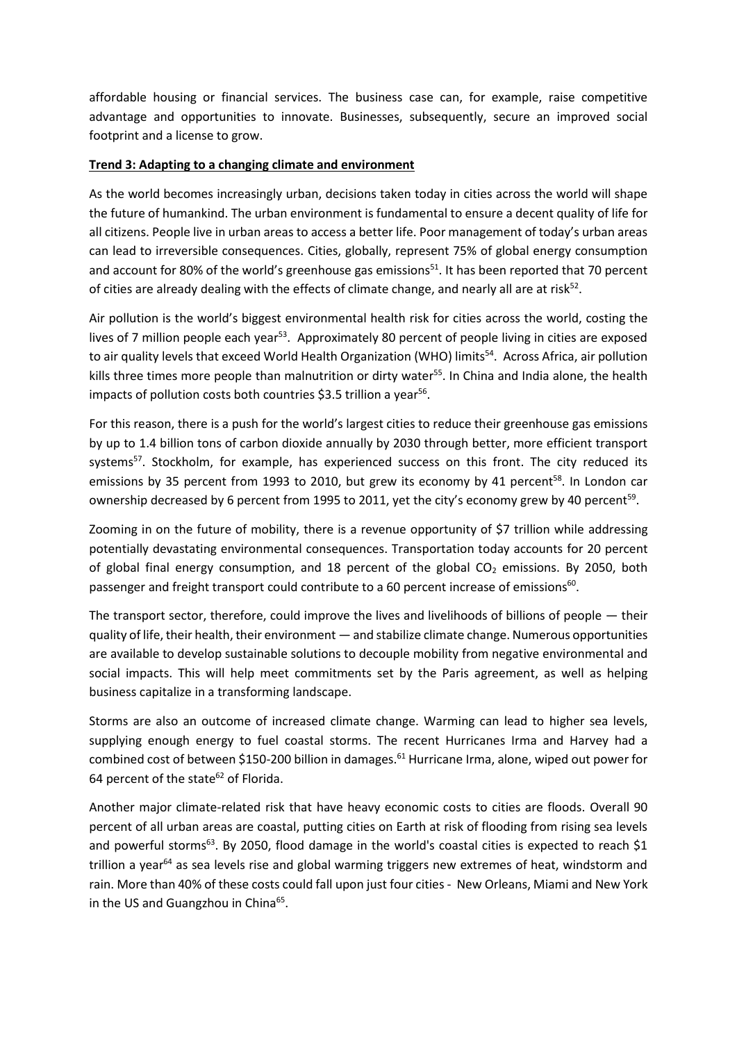affordable housing or financial services. The business case can, for example, raise competitive advantage and opportunities to innovate. Businesses, subsequently, secure an improved social footprint and a license to grow.

**Trend 3: Adapting to a changing climate and environment**

As the world becomes increasingly urban, decisions taken today in cities across the world will shape the future of humankind. The urban environment is fundamental to ensure a decent quality of life for all citizens. People live in urban areas to access a better life. Poor management of today's urban areas can lead to irreversible consequences. Cities, globally, represent 75% of global energy consumption and account for 80% of the world's greenhouse gas emissions[51]. It has been reported that 70 percent of cities are already dealing with the effects of climate change, and nearly all are at risk[52].

Air pollution is the world's biggest environmental health risk for cities across the world, costing the lives of 7 million people each year[53]. Approximately 80 percent of people living in cities are exposed to air quality levels that exceed World Health Organization (WHO) limits[54]. Across Africa, air pollution kills three times more people than malnutrition or dirty water[55]. In China and India alone, the health impacts of pollution costs both countries \$3.5 trillion a year[56].

For this reason, there is a push for the world's largest cities to reduce their greenhouse gas emissions by up to 1.4 billion tons of carbon dioxide annually by 2030 through better, more efficient transport systems[57]. Stockholm, for example, has experienced success on this front. The city reduced its emissions by 35 percent from 1993 to 2010, but grew its economy by 41 percent[58]. In London car ownership decreased by 6 percent from 1995 to 2011, yet the city's economy grew by 40 percent[59].

Zooming in on the future of mobility, there is a revenue opportunity of \$7 trillion while addressing potentially devastating environmental consequences. Transportation today accounts for 20 percent of global final energy consumption, and 18 percent of the global $CO_2$ emissions. By 2050, both passenger and freight transport could contribute to a 60 percent increase of emissions[60].

The transport sector, therefore, could improve the lives and livelihoods of billions of people — their quality of life, their health, their environment — and stabilize climate change. Numerous opportunities are available to develop sustainable solutions to decouple mobility from negative environmental and social impacts. This will help meet commitments set by the Paris agreement, as well as helping business capitalize in a transforming landscape.

Storms are also an outcome of increased climate change. Warming can lead to higher sea levels, supplying enough energy to fuel coastal storms. The recent Hurricanes Irma and Harvey had a combined cost of between \$150-200 billion in damages.[61] Hurricane Irma, alone, wiped out power for 64 percent of the state[62] of Florida.

Another major climate-related risk that have heavy economic costs to cities are floods. Overall 90 percent of all urban areas are coastal, putting cities on Earth at risk of flooding from rising sea levels and powerful storms[63]. By 2050, flood damage in the world's coastal cities is expected to reach \$1 trillion a year[64] as sea levels rise and global warming triggers new extremes of heat, windstorm and rain. More than 40% of these costs could fall upon just four cities - New Orleans, Miami and New York in the US and Guangzhou in China[65].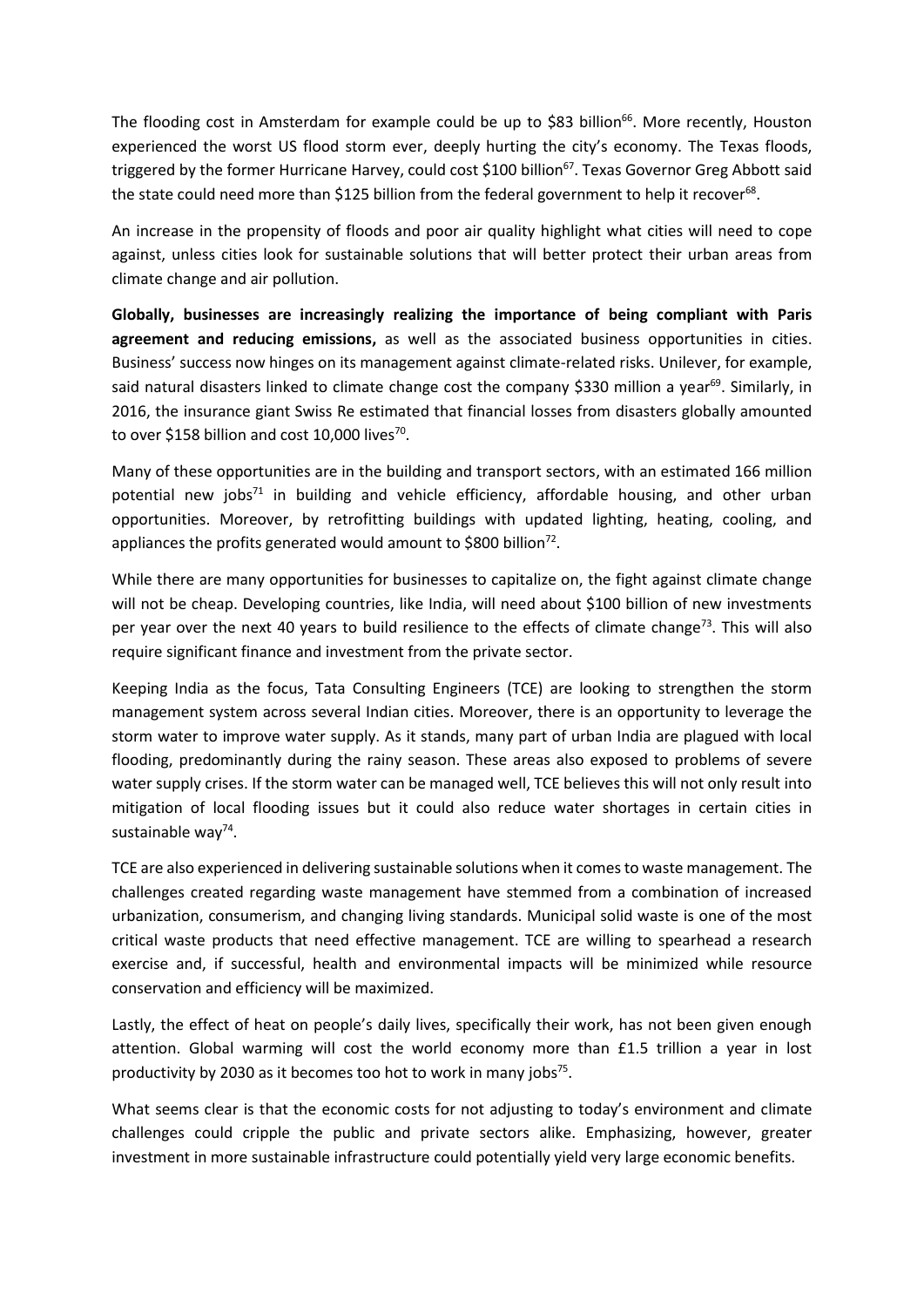The flooding cost in Amsterdam for example could be up to $83 billion[66]. More recently, Houston experienced the worst US flood storm ever, deeply hurting the city's economy. The Texas floods, triggered by the former Hurricane Harvey, could cost $100 billion[67]. Texas Governor Greg Abbott said the state could need more than $125 billion from the federal government to help it recover[68].

An increase in the propensity of floods and poor air quality highlight what cities will need to cope against, unless cities look for sustainable solutions that will better protect their urban areas from climate change and air pollution.

**Globally, businesses are increasingly realizing the importance of being compliant with Paris agreement and reducing emissions,** as well as the associated business opportunities in cities. Business' success now hinges on its management against climate-related risks. Unilever, for example, said natural disasters linked to climate change cost the company $330 million a year[69]. Similarly, in 2016, the insurance giant Swiss Re estimated that financial losses from disasters globally amounted to over $158 billion and cost 10,000 lives[70].

Many of these opportunities are in the building and transport sectors, with an estimated 166 million potential new jobs[71] in building and vehicle efficiency, affordable housing, and other urban opportunities. Moreover, by retrofitting buildings with updated lighting, heating, cooling, and appliances the profits generated would amount to $800 billion[72].

While there are many opportunities for businesses to capitalize on, the fight against climate change will not be cheap. Developing countries, like India, will need about $100 billion of new investments per year over the next 40 years to build resilience to the effects of climate change[73]. This will also require significant finance and investment from the private sector.

Keeping India as the focus, Tata Consulting Engineers (TCE) are looking to strengthen the storm management system across several Indian cities. Moreover, there is an opportunity to leverage the storm water to improve water supply. As it stands, many part of urban India are plagued with local flooding, predominantly during the rainy season. These areas also exposed to problems of severe water supply crises. If the storm water can be managed well, TCE believes this will not only result into mitigation of local flooding issues but it could also reduce water shortages in certain cities in sustainable way[74].

TCE are also experienced in delivering sustainable solutions when it comes to waste management. The challenges created regarding waste management have stemmed from a combination of increased urbanization, consumerism, and changing living standards. Municipal solid waste is one of the most critical waste products that need effective management. TCE are willing to spearhead a research exercise and, if successful, health and environmental impacts will be minimized while resource conservation and efficiency will be maximized.

Lastly, the effect of heat on people's daily lives, specifically their work, has not been given enough attention. Global warming will cost the world economy more than £1.5 trillion a year in lost productivity by 2030 as it becomes too hot to work in many jobs[75].

What seems clear is that the economic costs for not adjusting to today's environment and climate challenges could cripple the public and private sectors alike. Emphasizing, however, greater investment in more sustainable infrastructure could potentially yield very large economic benefits.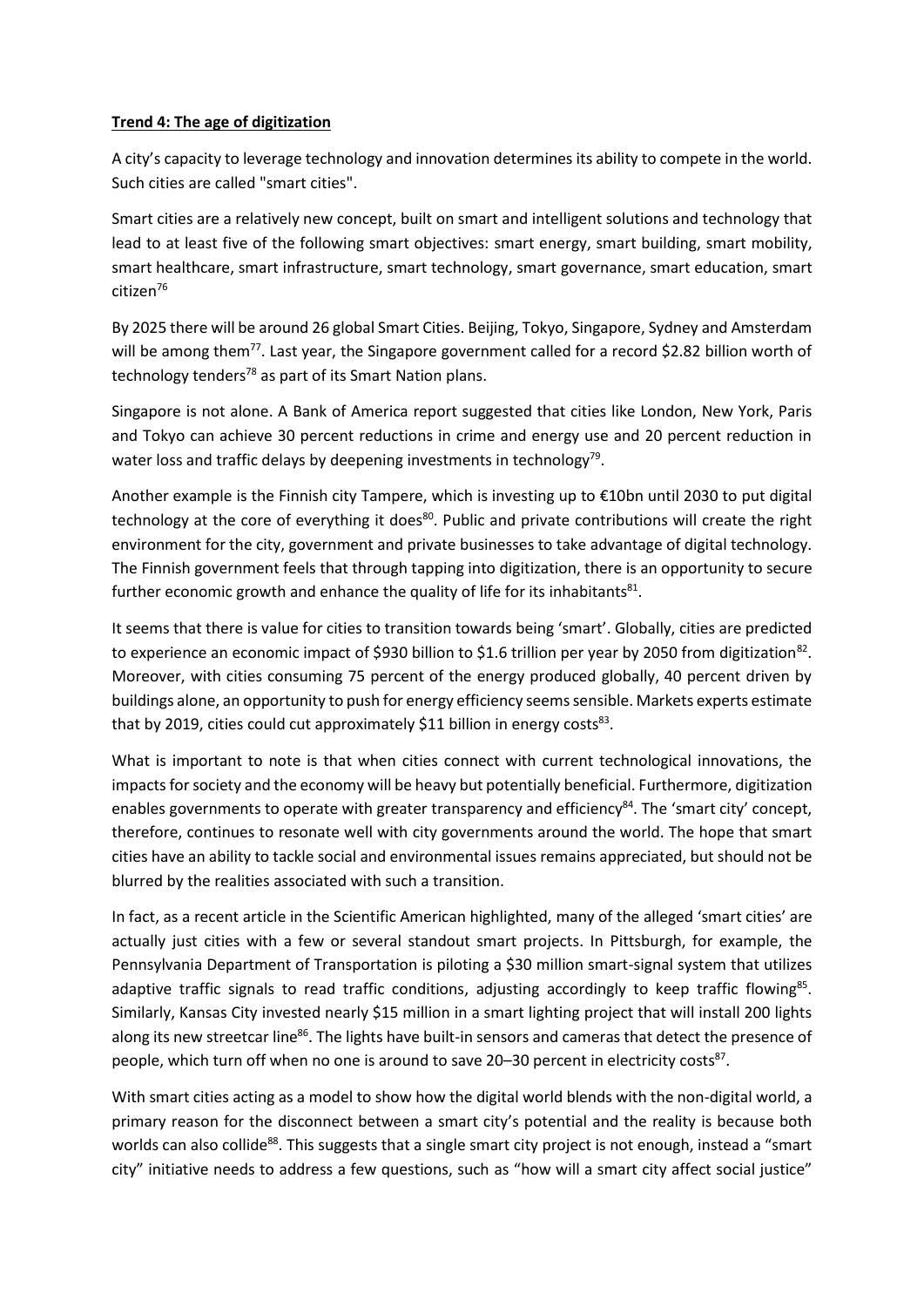**Trend 4: The age of digitization**

A city's capacity to leverage technology and innovation determines its ability to compete in the world. Such cities are called "smart cities".

Smart cities are a relatively new concept, built on smart and intelligent solutions and technology that lead to at least five of the following smart objectives: smart energy, smart building, smart mobility, smart healthcare, smart infrastructure, smart technology, smart governance, smart education, smart citizen[76]

By 2025 there will be around 26 global Smart Cities. Beijing, Tokyo, Singapore, Sydney and Amsterdam will be among them[77]. Last year, the Singapore government called for a record $2.82 billion worth of technology tenders[78] as part of its Smart Nation plans.

Singapore is not alone. A Bank of America report suggested that cities like London, New York, Paris and Tokyo can achieve 30 percent reductions in crime and energy use and 20 percent reduction in water loss and traffic delays by deepening investments in technology[79].

Another example is the Finnish city Tampere, which is investing up to €10bn until 2030 to put digital technology at the core of everything it does[80]. Public and private contributions will create the right environment for the city, government and private businesses to take advantage of digital technology. The Finnish government feels that through tapping into digitization, there is an opportunity to secure further economic growth and enhance the quality of life for its inhabitants[81].

It seems that there is value for cities to transition towards being 'smart'. Globally, cities are predicted to experience an economic impact of $930 billion to $1.6 trillion per year by 2050 from digitization[82]. Moreover, with cities consuming 75 percent of the energy produced globally, 40 percent driven by buildings alone, an opportunity to push for energy efficiency seems sensible. Markets experts estimate that by 2019, cities could cut approximately $11 billion in energy costs[83].

What is important to note is that when cities connect with current technological innovations, the impacts for society and the economy will be heavy but potentially beneficial. Furthermore, digitization enables governments to operate with greater transparency and efficiency[84]. The 'smart city' concept, therefore, continues to resonate well with city governments around the world. The hope that smart cities have an ability to tackle social and environmental issues remains appreciated, but should not be blurred by the realities associated with such a transition.

In fact, as a recent article in the Scientific American highlighted, many of the alleged 'smart cities' are actually just cities with a few or several standout smart projects. In Pittsburgh, for example, the Pennsylvania Department of Transportation is piloting a $30 million smart-signal system that utilizes adaptive traffic signals to read traffic conditions, adjusting accordingly to keep traffic flowing[85]. Similarly, Kansas City invested nearly $15 million in a smart lighting project that will install 200 lights along its new streetcar line[86]. The lights have built-in sensors and cameras that detect the presence of people, which turn off when no one is around to save 20–30 percent in electricity costs[87].

With smart cities acting as a model to show how the digital world blends with the non-digital world, a primary reason for the disconnect between a smart city's potential and the reality is because both worlds can also collide[88]. This suggests that a single smart city project is not enough, instead a "smart city" initiative needs to address a few questions, such as "how will a smart city affect social justice"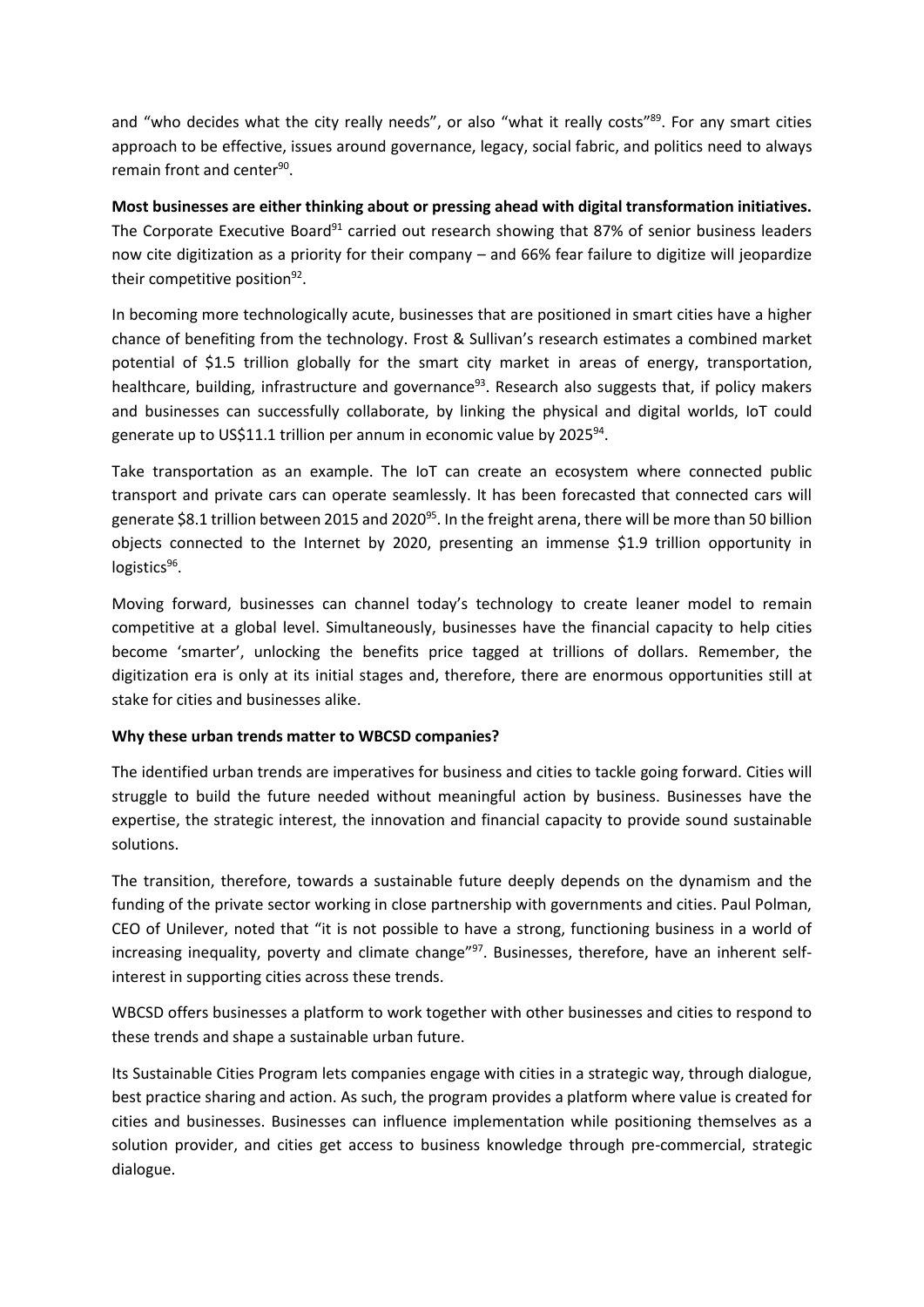and "who decides what the city really needs", or also "what it really costs"[89]. For any smart cities approach to be effective, issues around governance, legacy, social fabric, and politics need to always remain front and center[90].

**Most businesses are either thinking about or pressing ahead with digital transformation initiatives.** The Corporate Executive Board[91] carried out research showing that 87% of senior business leaders now cite digitization as a priority for their company – and 66% fear failure to digitize will jeopardize their competitive position[92].

In becoming more technologically acute, businesses that are positioned in smart cities have a higher chance of benefiting from the technology. Frost & Sullivan's research estimates a combined market potential of $1.5 trillion globally for the smart city market in areas of energy, transportation, healthcare, building, infrastructure and governance[93]. Research also suggests that, if policy makers and businesses can successfully collaborate, by linking the physical and digital worlds, IoT could generate up to US$11.1 trillion per annum in economic value by 2025[94].

Take transportation as an example. The IoT can create an ecosystem where connected public transport and private cars can operate seamlessly. It has been forecasted that connected cars will generate $8.1 trillion between 2015 and 2020[95]. In the freight arena, there will be more than 50 billion objects connected to the Internet by 2020, presenting an immense $1.9 trillion opportunity in logistics[96].

Moving forward, businesses can channel today's technology to create leaner model to remain competitive at a global level. Simultaneously, businesses have the financial capacity to help cities become 'smarter', unlocking the benefits price tagged at trillions of dollars. Remember, the digitization era is only at its initial stages and, therefore, there are enormous opportunities still at stake for cities and businesses alike.

**Why these urban trends matter to WBCSD companies?**

The identified urban trends are imperatives for business and cities to tackle going forward. Cities will struggle to build the future needed without meaningful action by business. Businesses have the expertise, the strategic interest, the innovation and financial capacity to provide sound sustainable solutions.

The transition, therefore, towards a sustainable future deeply depends on the dynamism and the funding of the private sector working in close partnership with governments and cities. Paul Polman, CEO of Unilever, noted that "it is not possible to have a strong, functioning business in a world of increasing inequality, poverty and climate change"[97]. Businesses, therefore, have an inherent self-interest in supporting cities across these trends.

WBCSD offers businesses a platform to work together with other businesses and cities to respond to these trends and shape a sustainable urban future.

Its Sustainable Cities Program lets companies engage with cities in a strategic way, through dialogue, best practice sharing and action. As such, the program provides a platform where value is created for cities and businesses. Businesses can influence implementation while positioning themselves as a solution provider, and cities get access to business knowledge through pre-commercial, strategic dialogue.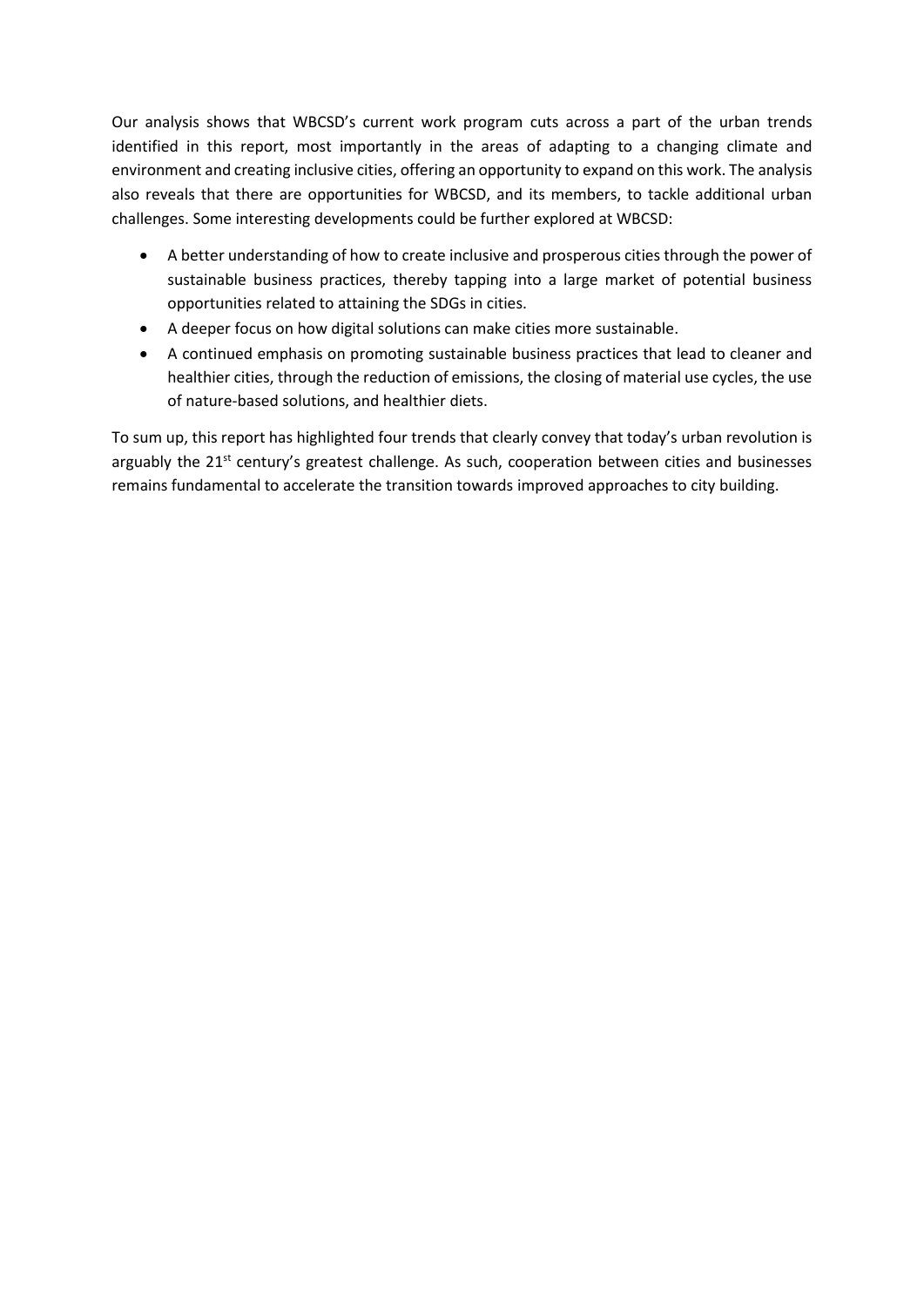Our analysis shows that WBCSD's current work program cuts across a part of the urban trends identified in this report, most importantly in the areas of adapting to a changing climate and environment and creating inclusive cities, offering an opportunity to expand on this work. The analysis also reveals that there are opportunities for WBCSD, and its members, to tackle additional urban challenges. Some interesting developments could be further explored at WBCSD:

- A better understanding of how to create inclusive and prosperous cities through the power of sustainable business practices, thereby tapping into a large market of potential business opportunities related to attaining the SDGs in cities.
- A deeper focus on how digital solutions can make cities more sustainable.
- A continued emphasis on promoting sustainable business practices that lead to cleaner and healthier cities, through the reduction of emissions, the closing of material use cycles, the use of nature-based solutions, and healthier diets.

To sum up, this report has highlighted four trends that clearly convey that today's urban revolution is arguably the 21st century's greatest challenge. As such, cooperation between cities and businesses remains fundamental to accelerate the transition towards improved approaches to city building.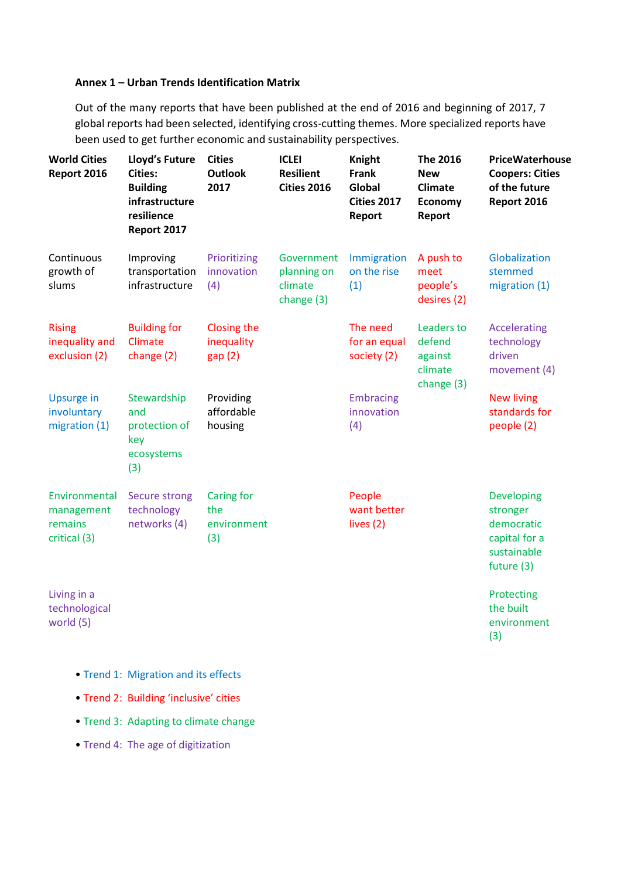**Annex 1 – Urban Trends Identification Matrix**

Out of the many reports that have been published at the end of 2016 and beginning of 2017, 7 global reports had been selected, identifying cross-cutting themes. More specialized reports have been used to get further economic and sustainability perspectives.

| World Cities Report 2016 | Lloyd's Future Cities: Building infrastructure resilience Report 2017 | Cities Outlook 2017 | ICLEI Resilient Cities 2016 | Knight Frank Global Cities 2017 Report | The 2016 New Climate Economy Report | PriceWaterhouse Coopers: Cities of the future Report 2016 |
|---|---|---|---|---|---|---|
| Continuous growth of slums | Improving transportation infrastructure | Prioritizing innovation (4) | Government planning on climate change (3) | Immigration on the rise (1) | A push to meet people's desires (2) | Globalization stemmed migration (1) |
| Rising inequality and exclusion (2) | Building for Climate change (2) | Closing the inequality gap (2) | | The need for an equal society (2) | Leaders to defend against climate change (3) | Accelerating technology driven movement (4) |
| Upsurge in involuntary migration (1) | Stewardship and protection of key ecosystems (3) | Providing affordable housing | | Embracing innovation (4) | | New living standards for people (2) |
| Environmental management remains critical (3) | Secure strong technology networks (4) | Caring for the environment (3) | | People want better lives (2) | | Developing stronger democratic capital for a sustainable future (3) |
| Living in a technological world (5) | | | | | | Protecting the built environment (3) |

- Trend 1: Migration and its effects
- Trend 2: Building 'inclusive' cities
- Trend 3: Adapting to climate change
- Trend 4: The age of digitization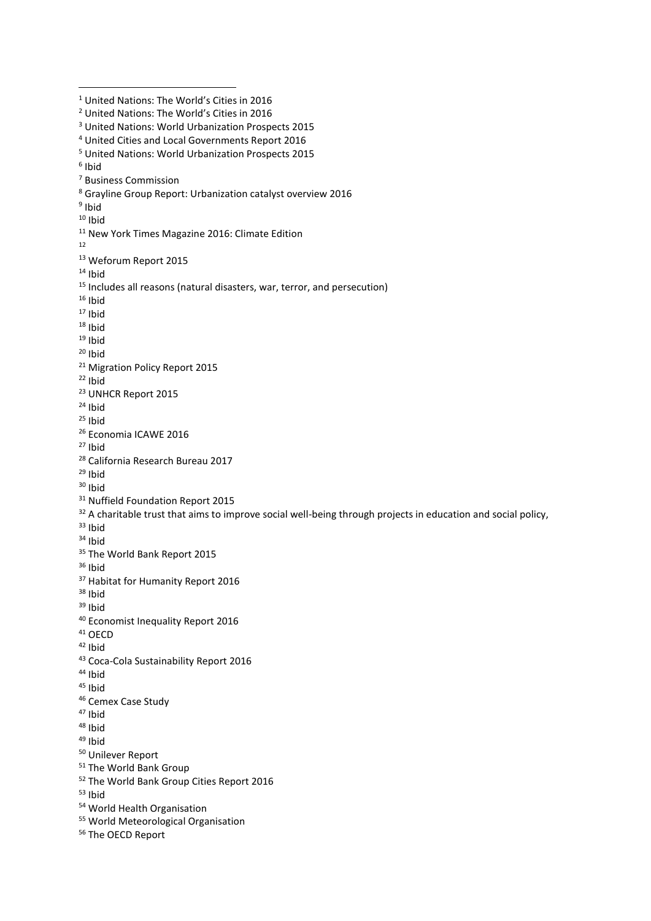---

[1] United Nations: The World's Cities in 2016

[2] United Nations: The World's Cities in 2016

[3] United Nations: World Urbanization Prospects 2015

[4] United Cities and Local Governments Report 2016

[5] United Nations: World Urbanization Prospects 2015

[6] Ibid

[7] Business Commission

[8] Grayline Group Report: Urbanization catalyst overview 2016

[9] Ibid

[10] Ibid

[11] New York Times Magazine 2016: Climate Edition

[12]

[13] Weforum Report 2015

[14] Ibid

[15] Includes all reasons (natural disasters, war, terror, and persecution)

[16] Ibid

[17] Ibid

[18] Ibid

[19] Ibid

[20] Ibid

[21] Migration Policy Report 2015

[22] Ibid

[23] UNHCR Report 2015

[24] Ibid

[25] Ibid

[26] Economia ICAWE 2016

[27] Ibid

[28] California Research Bureau 2017

[29] Ibid

[30] Ibid

[31] Nuffield Foundation Report 2015

[32] A charitable trust that aims to improve social well-being through projects in education and social policy,

[33] Ibid

[34] Ibid

[35] The World Bank Report 2015

[36] Ibid

[37] Habitat for Humanity Report 2016

[38] Ibid

[39] Ibid

[40] Economist Inequality Report 2016

[41] OECD

[42] Ibid

[43] Coca-Cola Sustainability Report 2016

[44] Ibid

[45] Ibid

[46] Cemex Case Study

[47] Ibid

[48] Ibid

[49] Ibid

[50] Unilever Report

[51] The World Bank Group

[52] The World Bank Group Cities Report 2016

[53] Ibid

[54] World Health Organisation

[55] World Meteorological Organisation

[56] The OECD Report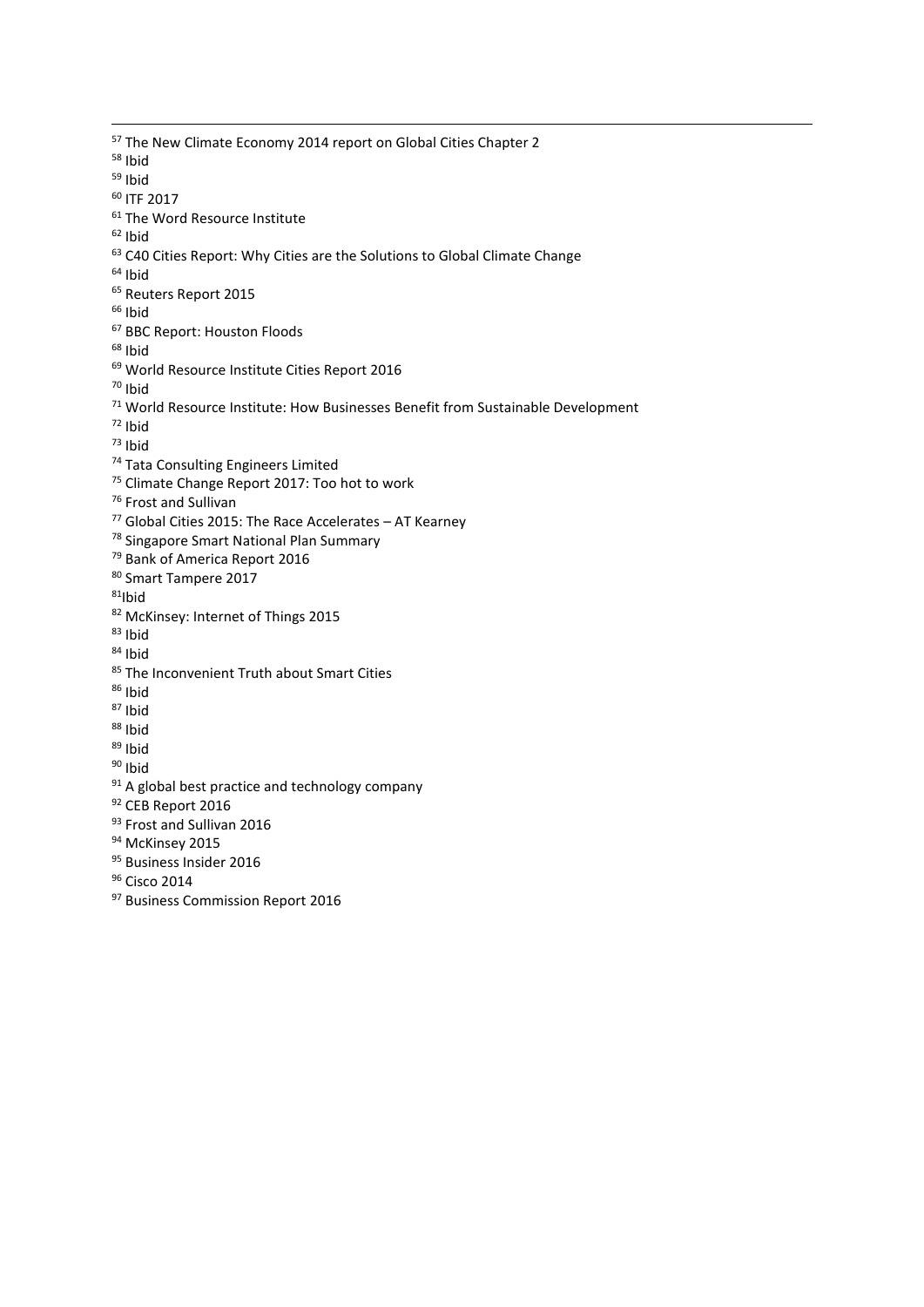[57] The New Climate Economy 2014 report on Global Cities Chapter 2
[58] Ibid
[59] Ibid
[60] ITF 2017
[61] The Word Resource Institute
[62] Ibid
[63] C40 Cities Report: Why Cities are the Solutions to Global Climate Change
[64] Ibid
[65] Reuters Report 2015
[66] Ibid
[67] BBC Report: Houston Floods
[68] Ibid
[69] World Resource Institute Cities Report 2016
[70] Ibid
[71] World Resource Institute: How Businesses Benefit from Sustainable Development
[72] Ibid
[73] Ibid
[74] Tata Consulting Engineers Limited
[75] Climate Change Report 2017: Too hot to work
[76] Frost and Sullivan
[77] Global Cities 2015: The Race Accelerates – AT Kearney
[78] Singapore Smart National Plan Summary
[79] Bank of America Report 2016
[80] Smart Tampere 2017
[81]Ibid
[82] McKinsey: Internet of Things 2015
[83] Ibid
[84] Ibid
[85] The Inconvenient Truth about Smart Cities
[86] Ibid
[87] Ibid
[88] Ibid
[89] Ibid
[90] Ibid
[91] A global best practice and technology company
[92] CEB Report 2016
[93] Frost and Sullivan 2016
[94] McKinsey 2015
[95] Business Insider 2016
[96] Cisco 2014
[97] Business Commission Report 2016